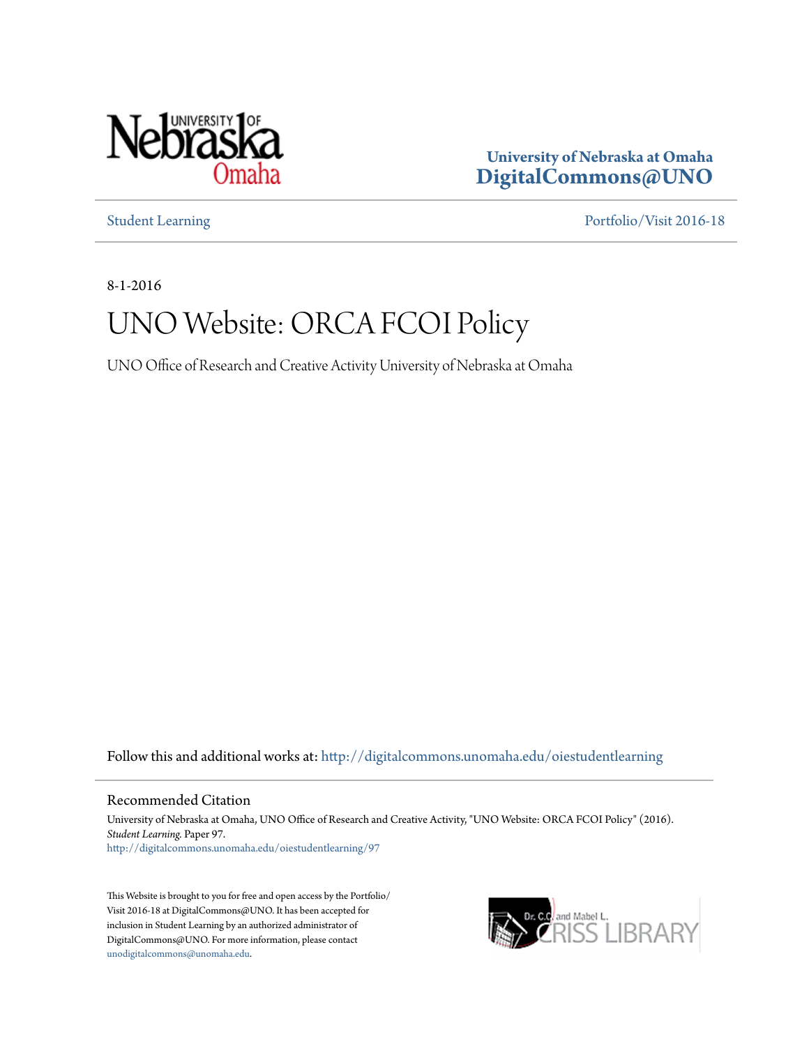University of Nebraska at Omaha
DigitalCommons@UNO

Student Learning | Portfolio/Visit 2016-18

8-1-2016

# UNO Website: ORCA FCOI Policy

UNO Office of Research and Creative Activity University of Nebraska at Omaha

Follow this and additional works at: http://digitalcommons.unomaha.edu/oiestudentlearning

## Recommended Citation

University of Nebraska at Omaha, UNO Office of Research and Creative Activity, "UNO Website: ORCA FCOI Policy" (2016). *Student Learning.* Paper 97.
http://digitalcommons.unomaha.edu/oiestudentlearning/97

This Website is brought to you for free and open access by the Portfolio/Visit 2016-18 at DigitalCommons@UNO. It has been accepted for inclusion in Student Learning by an authorized administrator of DigitalCommons@UNO. For more information, please contact unodigitalcommons@unomaha.edu.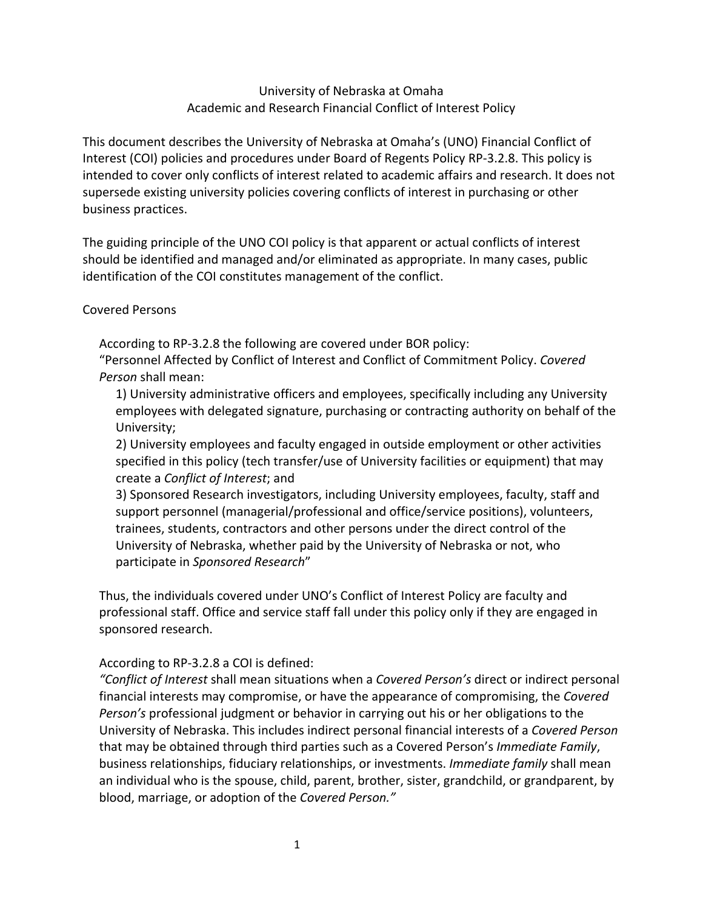# University of Nebraska at Omaha
## Academic and Research Financial Conflict of Interest Policy

This document describes the University of Nebraska at Omaha's (UNO) Financial Conflict of Interest (COI) policies and procedures under Board of Regents Policy RP-3.2.8. This policy is intended to cover only conflicts of interest related to academic affairs and research. It does not supersede existing university policies covering conflicts of interest in purchasing or other business practices.

The guiding principle of the UNO COI policy is that apparent or actual conflicts of interest should be identified and managed and/or eliminated as appropriate. In many cases, public identification of the COI constitutes management of the conflict.

### Covered Persons

According to RP-3.2.8 the following are covered under BOR policy:
"Personnel Affected by Conflict of Interest and Conflict of Commitment Policy. *Covered Person* shall mean:

1) University administrative officers and employees, specifically including any University employees with delegated signature, purchasing or contracting authority on behalf of the University;
2) University employees and faculty engaged in outside employment or other activities specified in this policy (tech transfer/use of University facilities or equipment) that may create a *Conflict of Interest*; and
3) Sponsored Research investigators, including University employees, faculty, staff and support personnel (managerial/professional and office/service positions), volunteers, trainees, students, contractors and other persons under the direct control of the University of Nebraska, whether paid by the University of Nebraska or not, who participate in *Sponsored Research*"

Thus, the individuals covered under UNO's Conflict of Interest Policy are faculty and professional staff. Office and service staff fall under this policy only if they are engaged in sponsored research.

According to RP-3.2.8 a COI is defined:
*"Conflict of Interest* shall mean situations when a *Covered Person's* direct or indirect personal financial interests may compromise, or have the appearance of compromising, the *Covered Person's* professional judgment or behavior in carrying out his or her obligations to the University of Nebraska. This includes indirect personal financial interests of a *Covered Person* that may be obtained through third parties such as a Covered Person's *Immediate Family*, business relationships, fiduciary relationships, or investments. *Immediate family* shall mean an individual who is the spouse, child, parent, brother, sister, grandchild, or grandparent, by blood, marriage, or adoption of the *Covered Person."*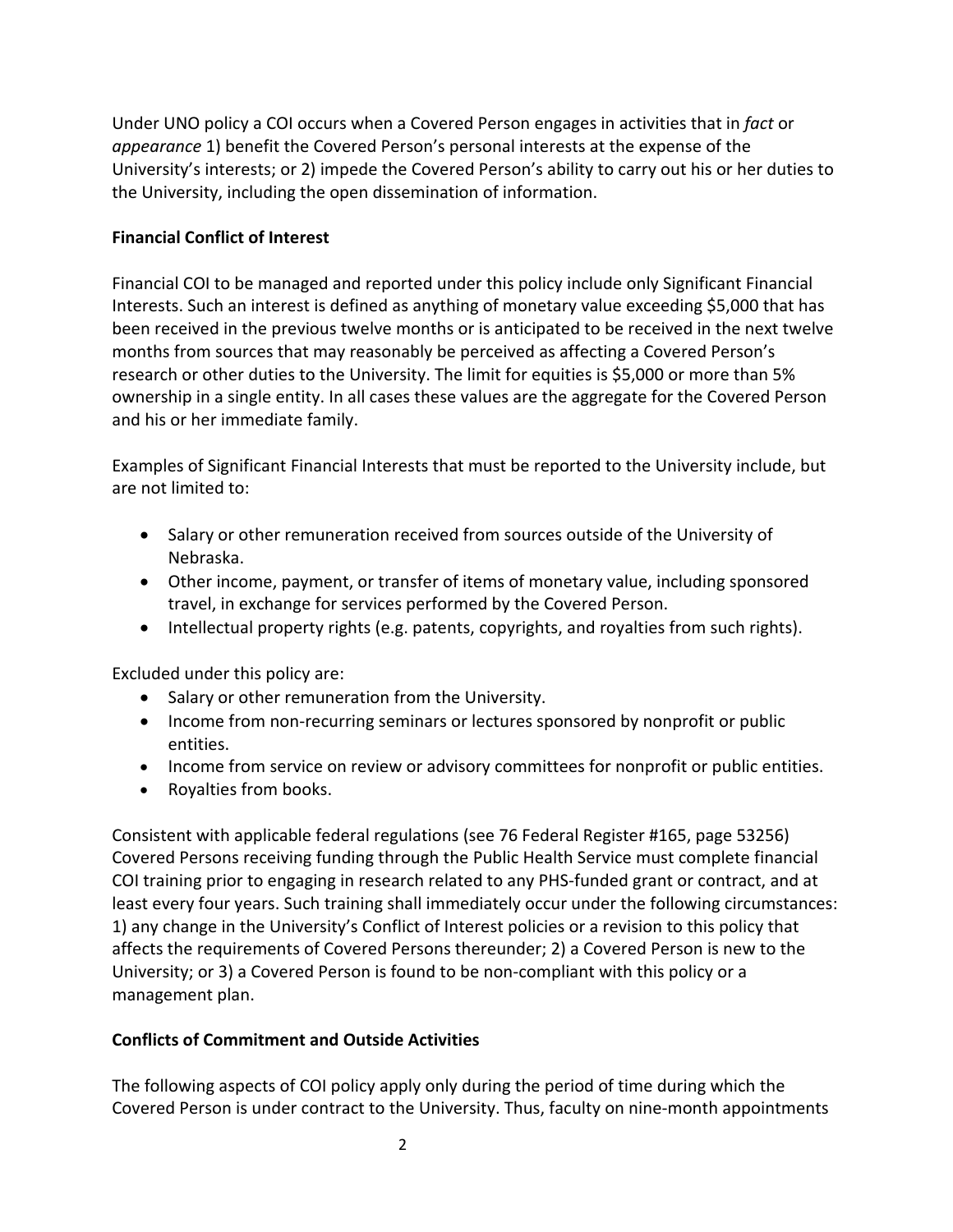Under UNO policy a COI occurs when a Covered Person engages in activities that in *fact* or *appearance* 1) benefit the Covered Person's personal interests at the expense of the University's interests; or 2) impede the Covered Person's ability to carry out his or her duties to the University, including the open dissemination of information.

**Financial Conflict of Interest**

Financial COI to be managed and reported under this policy include only Significant Financial Interests. Such an interest is defined as anything of monetary value exceeding $5,000 that has been received in the previous twelve months or is anticipated to be received in the next twelve months from sources that may reasonably be perceived as affecting a Covered Person's research or other duties to the University. The limit for equities is $5,000 or more than 5% ownership in a single entity. In all cases these values are the aggregate for the Covered Person and his or her immediate family.

Examples of Significant Financial Interests that must be reported to the University include, but are not limited to:

- Salary or other remuneration received from sources outside of the University of Nebraska.
- Other income, payment, or transfer of items of monetary value, including sponsored travel, in exchange for services performed by the Covered Person.
- Intellectual property rights (e.g. patents, copyrights, and royalties from such rights).

Excluded under this policy are:

- Salary or other remuneration from the University.
- Income from non-recurring seminars or lectures sponsored by nonprofit or public entities.
- Income from service on review or advisory committees for nonprofit or public entities.
- Royalties from books.

Consistent with applicable federal regulations (see 76 Federal Register #165, page 53256) Covered Persons receiving funding through the Public Health Service must complete financial COI training prior to engaging in research related to any PHS-funded grant or contract, and at least every four years. Such training shall immediately occur under the following circumstances: 1) any change in the University's Conflict of Interest policies or a revision to this policy that affects the requirements of Covered Persons thereunder; 2) a Covered Person is new to the University; or 3) a Covered Person is found to be non-compliant with this policy or a management plan.

**Conflicts of Commitment and Outside Activities**

The following aspects of COI policy apply only during the period of time during which the Covered Person is under contract to the University. Thus, faculty on nine-month appointments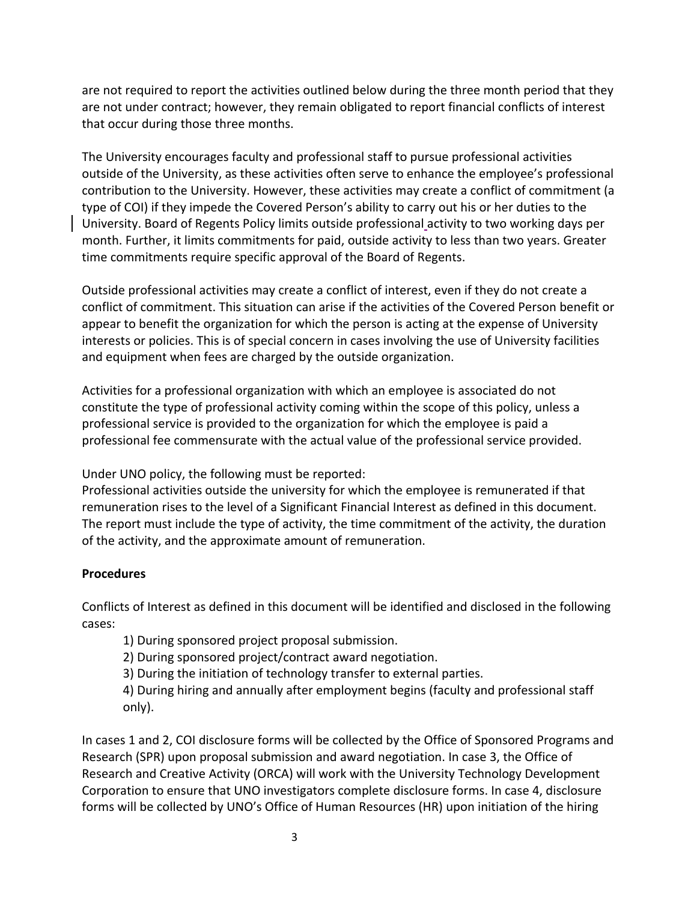are not required to report the activities outlined below during the three month period that they are not under contract; however, they remain obligated to report financial conflicts of interest that occur during those three months.

The University encourages faculty and professional staff to pursue professional activities outside of the University, as these activities often serve to enhance the employee's professional contribution to the University. However, these activities may create a conflict of commitment (a type of COI) if they impede the Covered Person's ability to carry out his or her duties to the University. Board of Regents Policy limits outside professional activity to two working days per month. Further, it limits commitments for paid, outside activity to less than two years. Greater time commitments require specific approval of the Board of Regents.

Outside professional activities may create a conflict of interest, even if they do not create a conflict of commitment. This situation can arise if the activities of the Covered Person benefit or appear to benefit the organization for which the person is acting at the expense of University interests or policies. This is of special concern in cases involving the use of University facilities and equipment when fees are charged by the outside organization.

Activities for a professional organization with which an employee is associated do not constitute the type of professional activity coming within the scope of this policy, unless a professional service is provided to the organization for which the employee is paid a professional fee commensurate with the actual value of the professional service provided.

Under UNO policy, the following must be reported:
Professional activities outside the university for which the employee is remunerated if that remuneration rises to the level of a Significant Financial Interest as defined in this document. The report must include the type of activity, the time commitment of the activity, the duration of the activity, and the approximate amount of remuneration.

**Procedures**

Conflicts of Interest as defined in this document will be identified and disclosed in the following cases:

1) During sponsored project proposal submission.
2) During sponsored project/contract award negotiation.
3) During the initiation of technology transfer to external parties.
4) During hiring and annually after employment begins (faculty and professional staff only).

In cases 1 and 2, COI disclosure forms will be collected by the Office of Sponsored Programs and Research (SPR) upon proposal submission and award negotiation. In case 3, the Office of Research and Creative Activity (ORCA) will work with the University Technology Development Corporation to ensure that UNO investigators complete disclosure forms. In case 4, disclosure forms will be collected by UNO's Office of Human Resources (HR) upon initiation of the hiring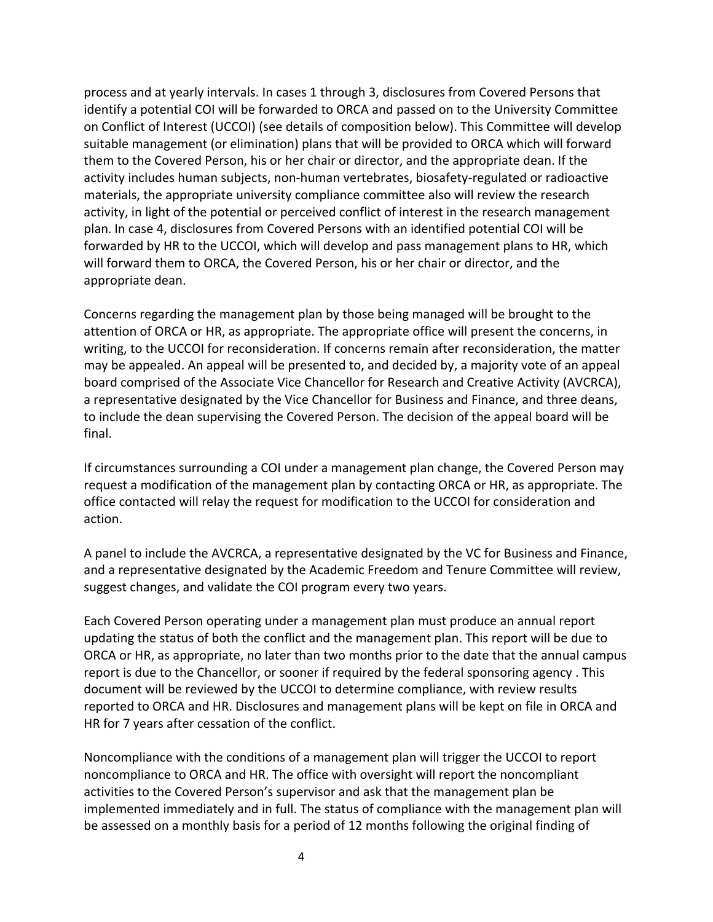process and at yearly intervals. In cases 1 through 3, disclosures from Covered Persons that identify a potential COI will be forwarded to ORCA and passed on to the University Committee on Conflict of Interest (UCCOI) (see details of composition below). This Committee will develop suitable management (or elimination) plans that will be provided to ORCA which will forward them to the Covered Person, his or her chair or director, and the appropriate dean. If the activity includes human subjects, non-human vertebrates, biosafety-regulated or radioactive materials, the appropriate university compliance committee also will review the research activity, in light of the potential or perceived conflict of interest in the research management plan. In case 4, disclosures from Covered Persons with an identified potential COI will be forwarded by HR to the UCCOI, which will develop and pass management plans to HR, which will forward them to ORCA, the Covered Person, his or her chair or director, and the appropriate dean.

Concerns regarding the management plan by those being managed will be brought to the attention of ORCA or HR, as appropriate. The appropriate office will present the concerns, in writing, to the UCCOI for reconsideration. If concerns remain after reconsideration, the matter may be appealed. An appeal will be presented to, and decided by, a majority vote of an appeal board comprised of the Associate Vice Chancellor for Research and Creative Activity (AVCRCA), a representative designated by the Vice Chancellor for Business and Finance, and three deans, to include the dean supervising the Covered Person. The decision of the appeal board will be final.

If circumstances surrounding a COI under a management plan change, the Covered Person may request a modification of the management plan by contacting ORCA or HR, as appropriate. The office contacted will relay the request for modification to the UCCOI for consideration and action.

A panel to include the AVCRCA, a representative designated by the VC for Business and Finance, and a representative designated by the Academic Freedom and Tenure Committee will review, suggest changes, and validate the COI program every two years.

Each Covered Person operating under a management plan must produce an annual report updating the status of both the conflict and the management plan. This report will be due to ORCA or HR, as appropriate, no later than two months prior to the date that the annual campus report is due to the Chancellor, or sooner if required by the federal sponsoring agency . This document will be reviewed by the UCCOI to determine compliance, with review results reported to ORCA and HR. Disclosures and management plans will be kept on file in ORCA and HR for 7 years after cessation of the conflict.

Noncompliance with the conditions of a management plan will trigger the UCCOI to report noncompliance to ORCA and HR. The office with oversight will report the noncompliant activities to the Covered Person's supervisor and ask that the management plan be implemented immediately and in full. The status of compliance with the management plan will be assessed on a monthly basis for a period of 12 months following the original finding of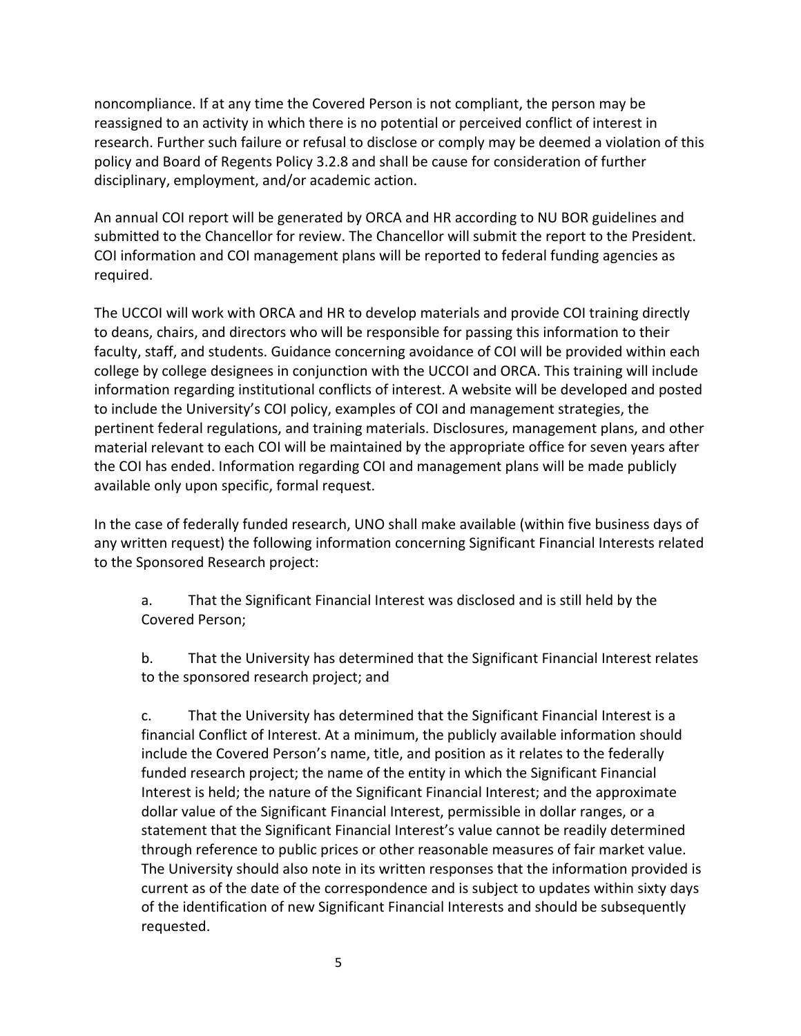noncompliance. If at any time the Covered Person is not compliant, the person may be reassigned to an activity in which there is no potential or perceived conflict of interest in research. Further such failure or refusal to disclose or comply may be deemed a violation of this policy and Board of Regents Policy 3.2.8 and shall be cause for consideration of further disciplinary, employment, and/or academic action.

An annual COI report will be generated by ORCA and HR according to NU BOR guidelines and submitted to the Chancellor for review. The Chancellor will submit the report to the President. COI information and COI management plans will be reported to federal funding agencies as required.

The UCCOI will work with ORCA and HR to develop materials and provide COI training directly to deans, chairs, and directors who will be responsible for passing this information to their faculty, staff, and students. Guidance concerning avoidance of COI will be provided within each college by college designees in conjunction with the UCCOI and ORCA. This training will include information regarding institutional conflicts of interest. A website will be developed and posted to include the University's COI policy, examples of COI and management strategies, the pertinent federal regulations, and training materials. Disclosures, management plans, and other material relevant to each COI will be maintained by the appropriate office for seven years after the COI has ended. Information regarding COI and management plans will be made publicly available only upon specific, formal request.

In the case of federally funded research, UNO shall make available (within five business days of any written request) the following information concerning Significant Financial Interests related to the Sponsored Research project:

a. That the Significant Financial Interest was disclosed and is still held by the Covered Person;

b. That the University has determined that the Significant Financial Interest relates to the sponsored research project; and

c. That the University has determined that the Significant Financial Interest is a financial Conflict of Interest. At a minimum, the publicly available information should include the Covered Person's name, title, and position as it relates to the federally funded research project; the name of the entity in which the Significant Financial Interest is held; the nature of the Significant Financial Interest; and the approximate dollar value of the Significant Financial Interest, permissible in dollar ranges, or a statement that the Significant Financial Interest's value cannot be readily determined through reference to public prices or other reasonable measures of fair market value. The University should also note in its written responses that the information provided is current as of the date of the correspondence and is subject to updates within sixty days of the identification of new Significant Financial Interests and should be subsequently requested.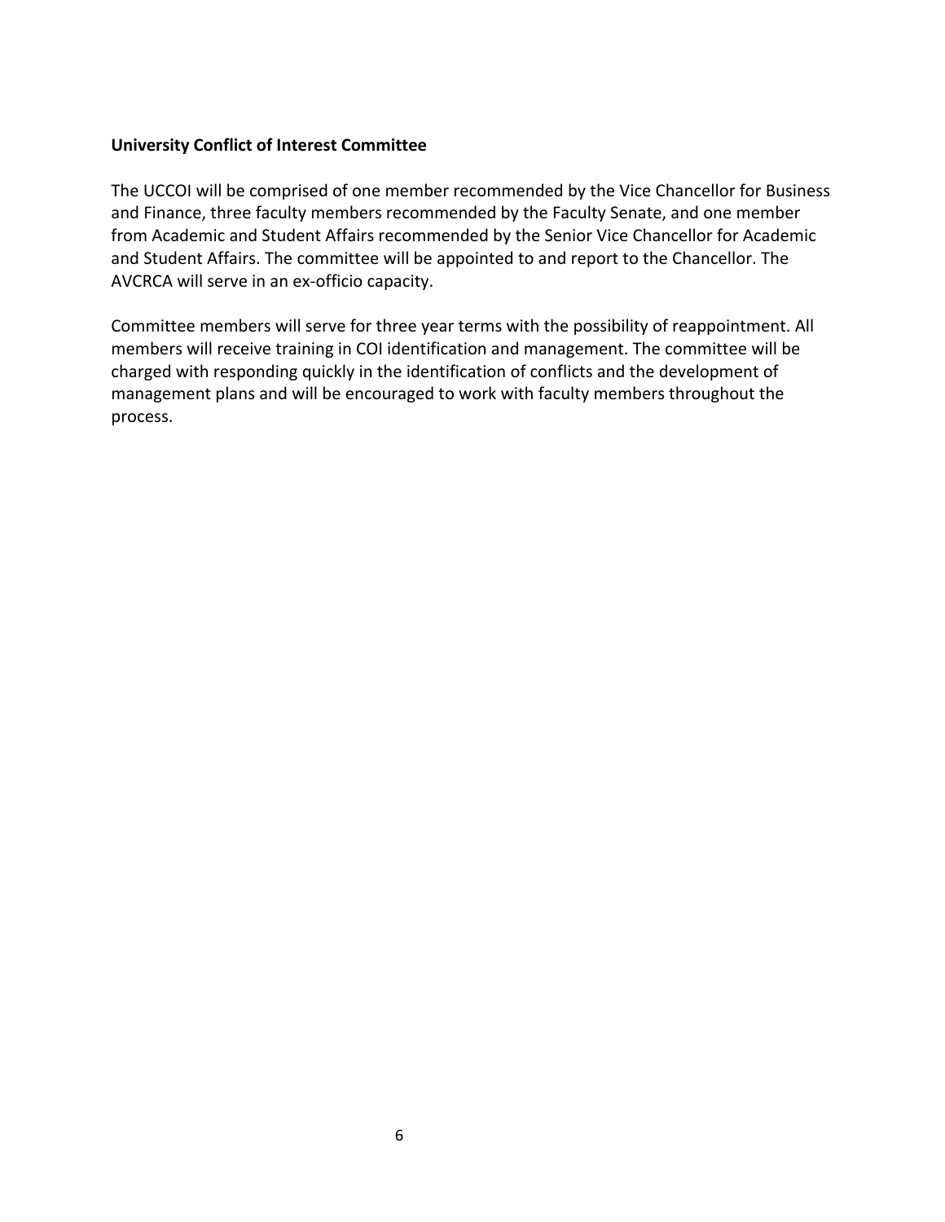**University Conflict of Interest Committee**

The UCCOI will be comprised of one member recommended by the Vice Chancellor for Business and Finance, three faculty members recommended by the Faculty Senate, and one member from Academic and Student Affairs recommended by the Senior Vice Chancellor for Academic and Student Affairs. The committee will be appointed to and report to the Chancellor. The AVCRCA will serve in an ex-officio capacity.

Committee members will serve for three year terms with the possibility of reappointment. All members will receive training in COI identification and management. The committee will be charged with responding quickly in the identification of conflicts and the development of management plans and will be encouraged to work with faculty members throughout the process.